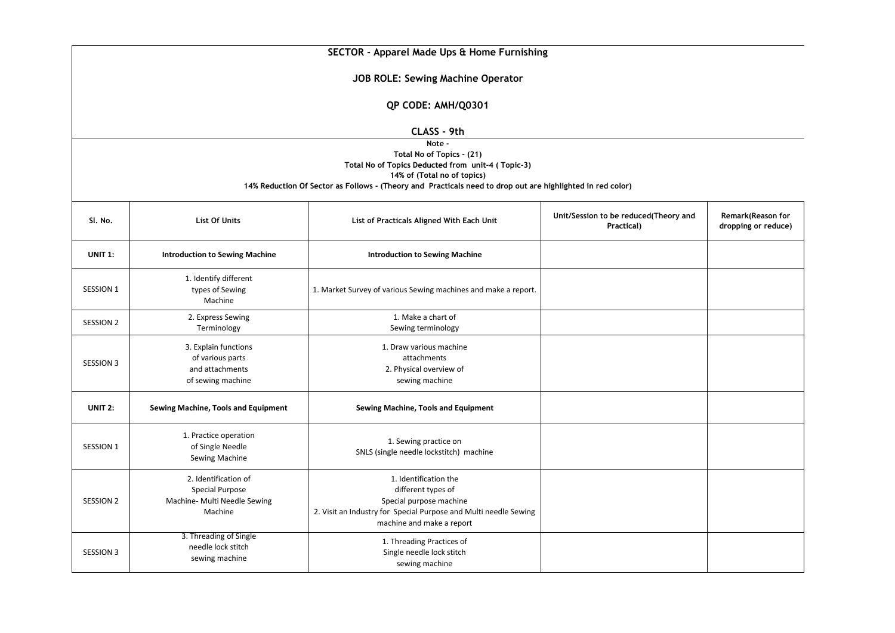**SECTOR - Apparel Made Ups & Home Furnishing**

**JOB ROLE: Sewing Machine Operator**

**QP CODE: AMH/Q0301**

**CLASS - 9th**

**Note -**
**Total No of Topics - (21)**
**Total No of Topics Deducted from unit-4 ( Topic-3)**
**14% of (Total no of topics)**
**14% Reduction Of Sector as Follows - (Theory and Practicals need to drop out are highlighted in red color)**

| Sl. No. | List Of Units | List of Practicals Aligned With Each Unit | Unit/Session to be reduced(Theory and Practical) | Remark(Reason for dropping or reduce) |
|---|---|---|---|---|
| **UNIT 1:** | **Introduction to Sewing Machine** | **Introduction to Sewing Machine** | | |
| SESSION 1 | 1. Identify different types of Sewing Machine | 1. Market Survey of various Sewing machines and make a report. | | |
| SESSION 2 | 2. Express Sewing Terminology | 1. Make a chart of Sewing terminology | | |
| SESSION 3 | 3. Explain functions of various parts and attachments of sewing machine | 1. Draw various machine attachments<br>2. Physical overview of sewing machine | | |
| **UNIT 2:** | **Sewing Machine, Tools and Equipment** | **Sewing Machine, Tools and Equipment** | | |
| SESSION 1 | 1. Practice operation of Single Needle Sewing Machine | 1. Sewing practice on SNLS (single needle lockstitch) machine | | |
| SESSION 2 | 2. Identification of Special Purpose Machine- Multi Needle Sewing Machine | 1. Identification the different types of Special purpose machine<br>2. Visit an Industry for Special Purpose and Multi needle Sewing machine and make a report | | |
| SESSION 3 | 3. Threading of Single needle lock stitch sewing machine | 1. Threading Practices of Single needle lock stitch sewing machine | | |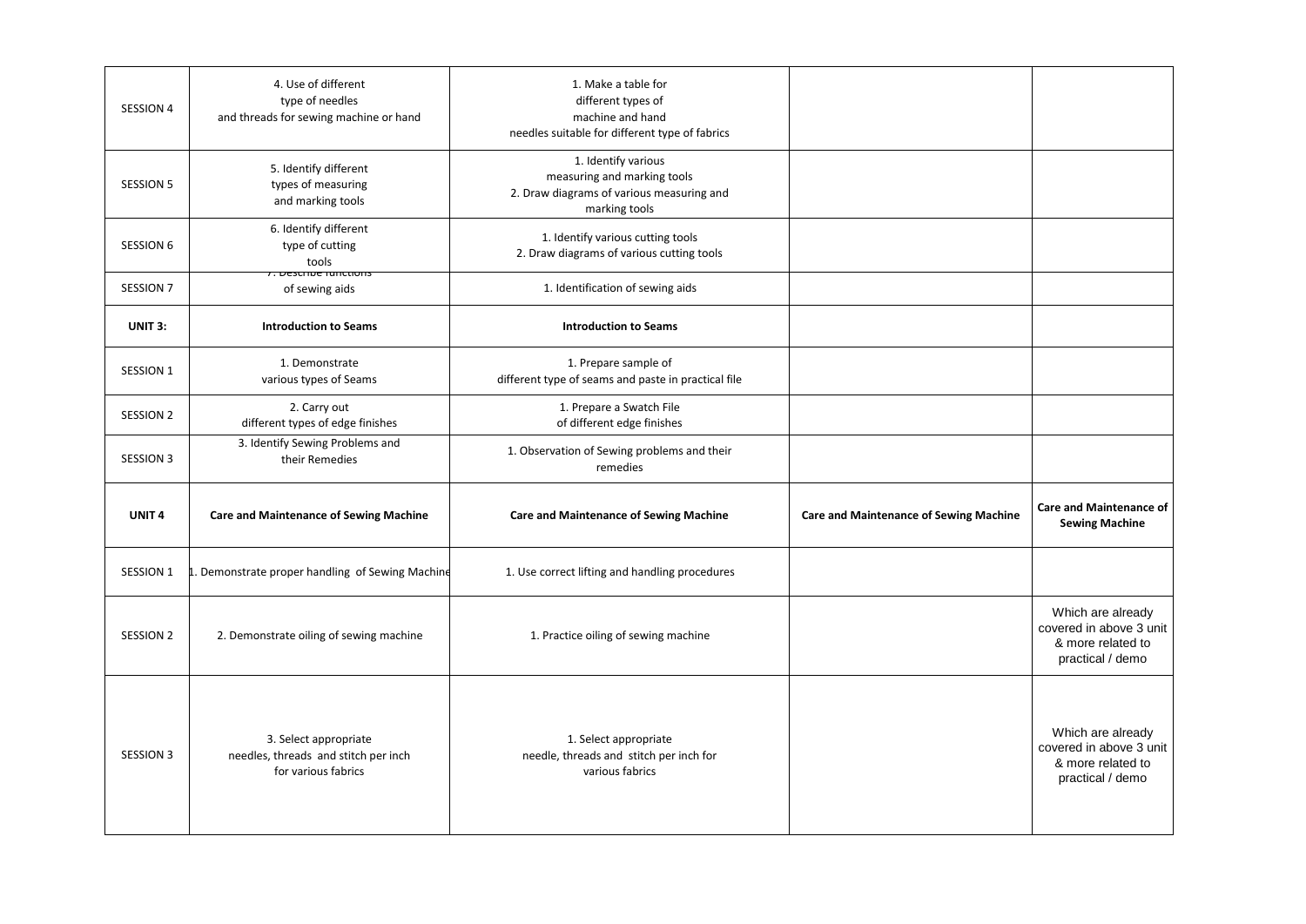| SESSION 4 | 4. Use of different type of needles and threads for sewing machine or hand | 1. Make a table for different types of machine and hand needles suitable for different type of fabrics | | |
|---|---|---|---|---|
| SESSION 5 | 5. Identify different types of measuring and marking tools | 1. Identify various measuring and marking tools<br>2. Draw diagrams of various measuring and marking tools | | |
| SESSION 6 | 6. Identify different type of cutting tools | 1. Identify various cutting tools<br>2. Draw diagrams of various cutting tools | | |
| SESSION 7 | 7. Describe functions of sewing aids | 1. Identification of sewing aids | | |
| **UNIT 3:** | **Introduction to Seams** | **Introduction to Seams** | | |
| SESSION 1 | 1. Demonstrate various types of Seams | 1. Prepare sample of different type of seams and paste in practical file | | |
| SESSION 2 | 2. Carry out different types of edge finishes | 1. Prepare a Swatch File of different edge finishes | | |
| SESSION 3 | 3. Identify Sewing Problems and their Remedies | 1. Observation of Sewing problems and their remedies | | |
| **UNIT 4** | **Care and Maintenance of Sewing Machine** | **Care and Maintenance of Sewing Machine** | **Care and Maintenance of Sewing Machine** | **Care and Maintenance of Sewing Machine** |
| SESSION 1 | 1. Demonstrate proper handling of Sewing Machine | 1. Use correct lifting and handling procedures | | |
| SESSION 2 | 2. Demonstrate oiling of sewing machine | 1. Practice oiling of sewing machine | | Which are already covered in above 3 unit & more related to practical / demo |
| SESSION 3 | 3. Select appropriate needles, threads and stitch per inch for various fabrics | 1. Select appropriate needle, threads and stitch per inch for various fabrics | | Which are already covered in above 3 unit & more related to practical / demo |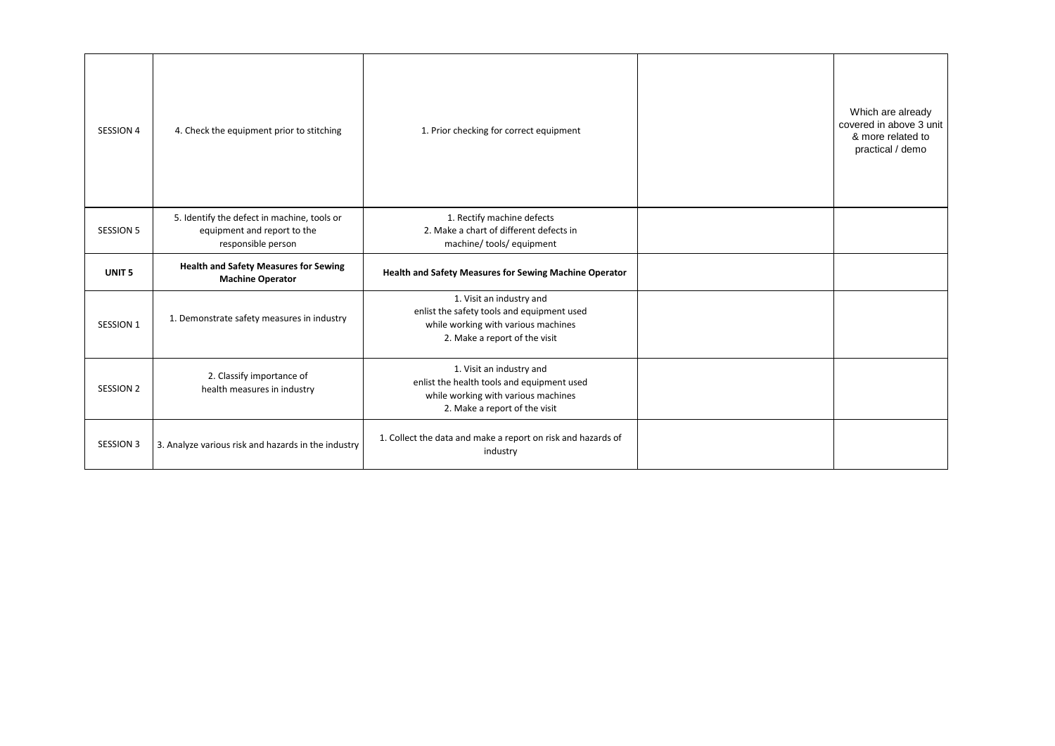| | | | | |
|---|---|---|---|---|
| SESSION 4 | 4. Check the equipment prior to stitching | 1. Prior checking for correct equipment | | Which are already covered in above 3 unit & more related to practical / demo |
| SESSION 5 | 5. Identify the defect in machine, tools or equipment and report to the responsible person | 1. Rectify machine defects<br>2. Make a chart of different defects in machine/ tools/ equipment | | |
| **UNIT 5** | **Health and Safety Measures for Sewing Machine Operator** | **Health and Safety Measures for Sewing Machine Operator** | | |
| SESSION 1 | 1. Demonstrate safety measures in industry | 1. Visit an industry and enlist the safety tools and equipment used while working with various machines<br>2. Make a report of the visit | | |
| SESSION 2 | 2. Classify importance of health measures in industry | 1. Visit an industry and enlist the health tools and equipment used while working with various machines<br>2. Make a report of the visit | | |
| SESSION 3 | 3. Analyze various risk and hazards in the industry | 1. Collect the data and make a report on risk and hazards of industry | | |